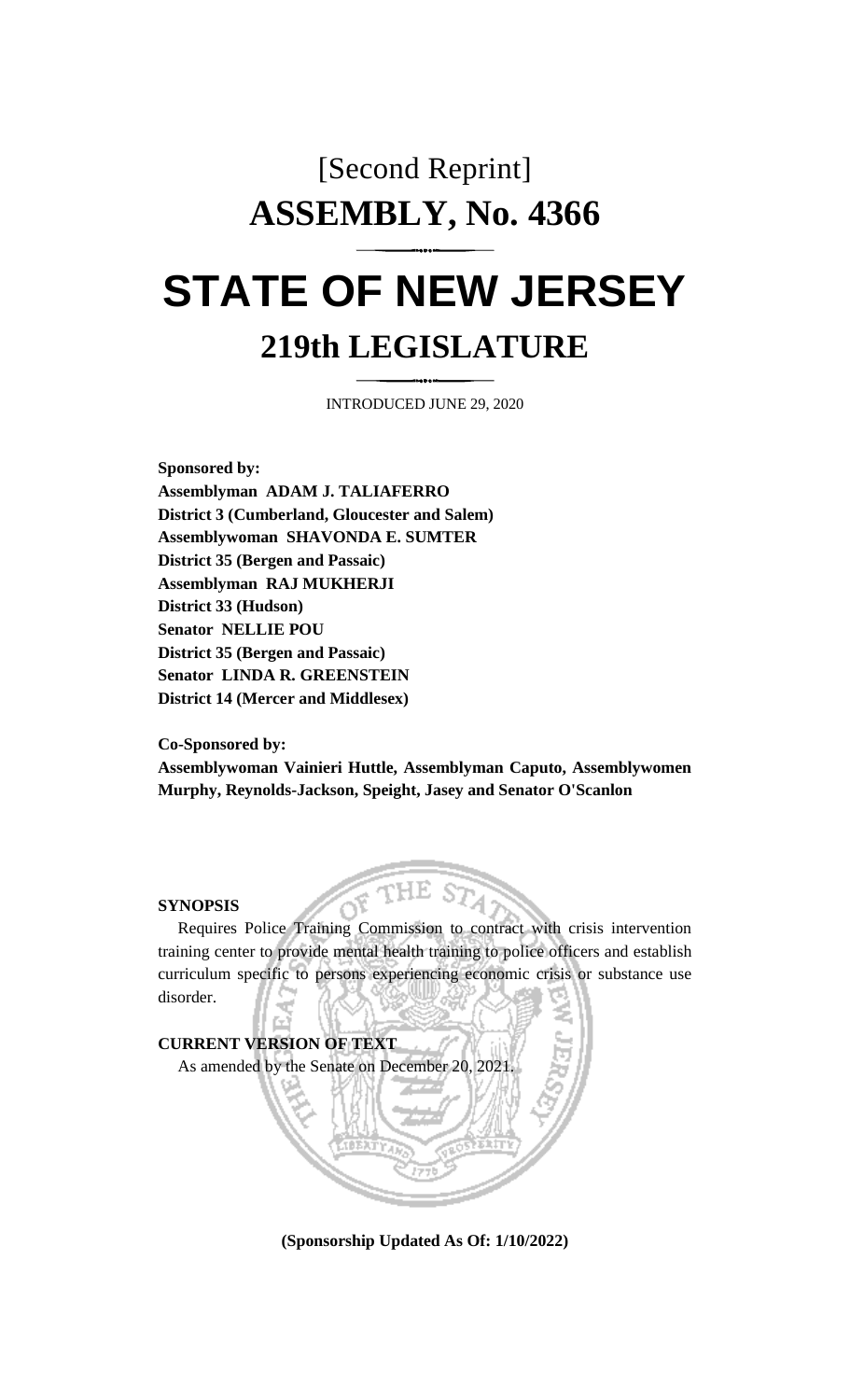[Second Reprint]

# ASSEMBLY, No. 4366

# STATE OF NEW JERSEY

## 219th LEGISLATURE

INTRODUCED JUNE 29, 2020

**Sponsored by:**

**Assemblyman ADAM J. TALIAFERRO**
**District 3 (Cumberland, Gloucester and Salem)**
**Assemblywoman SHAVONDA E. SUMTER**
**District 35 (Bergen and Passaic)**
**Assemblyman RAJ MUKHERJI**
**District 33 (Hudson)**
**Senator NELLIE POU**
**District 35 (Bergen and Passaic)**
**Senator LINDA R. GREENSTEIN**
**District 14 (Mercer and Middlesex)**

**Co-Sponsored by:**
**Assemblywoman Vainieri Huttle, Assemblyman Caputo, Assemblywomen Murphy, Reynolds-Jackson, Speight, Jasey and Senator O'Scanlon**

**SYNOPSIS**

Requires Police Training Commission to contract with crisis intervention training center to provide mental health training to police officers and establish curriculum specific to persons experiencing economic crisis or substance use disorder.

**CURRENT VERSION OF TEXT**

As amended by the Senate on December 20, 2021.

**(Sponsorship Updated As Of: 1/10/2022)**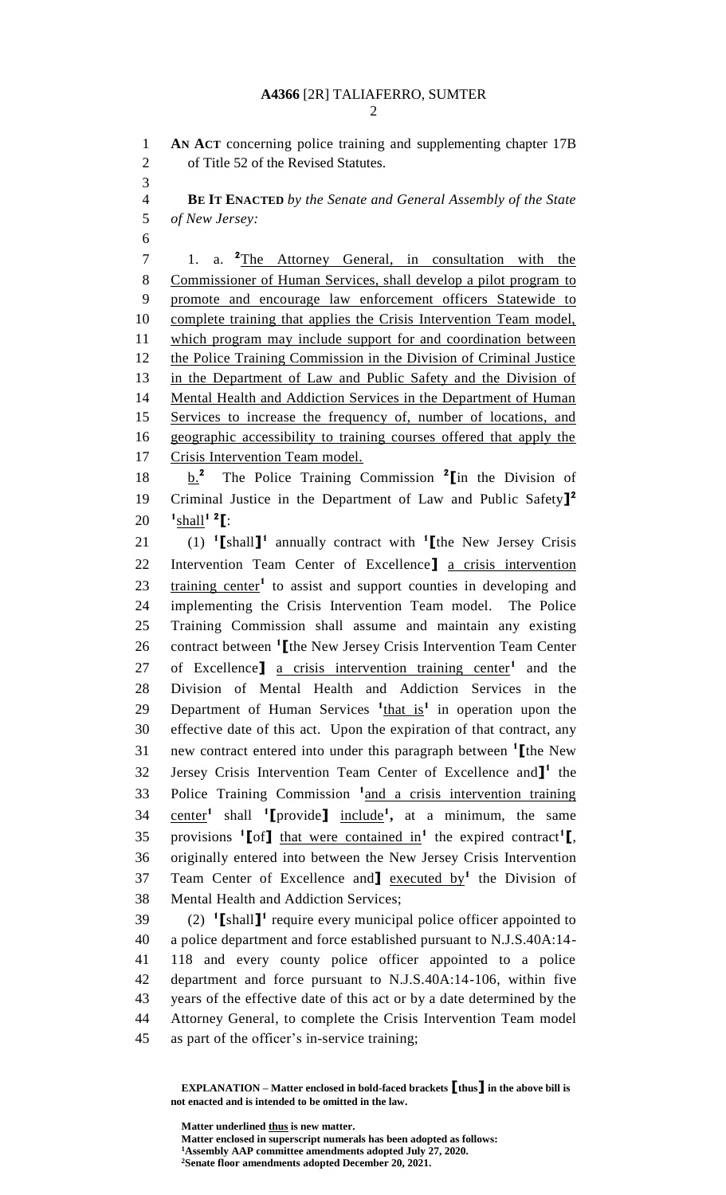**AN ACT** concerning police training and supplementing chapter 17B of Title 52 of the Revised Statutes.

**BE IT ENACTED** *by the Senate and General Assembly of the State of New Jersey:*

1\. a. [2]The Attorney General, in consultation with the Commissioner of Human Services, shall develop a pilot program to promote and encourage law enforcement officers Statewide to complete training that applies the Crisis Intervention Team model, which program may include support for and coordination between the Police Training Commission in the Division of Criminal Justice in the Department of Law and Public Safety and the Division of Mental Health and Addiction Services in the Department of Human Services to increase the frequency of, number of locations, and geographic accessibility to training courses offered that apply the Crisis Intervention Team model.

b.[2] The Police Training Commission [2]⟦in the Division of Criminal Justice in the Department of Law and Public Safety⟧[2] [1]shall[1] [2]⟦:

(1) [1]⟦shall⟧[1] annually contract with [1]⟦the New Jersey Crisis Intervention Team Center of Excellence⟧ a crisis intervention training center[1] to assist and support counties in developing and implementing the Crisis Intervention Team model. The Police Training Commission shall assume and maintain any existing contract between [1]⟦the New Jersey Crisis Intervention Team Center of Excellence⟧ a crisis intervention training center[1] and the Division of Mental Health and Addiction Services in the Department of Human Services [1]that is[1] in operation upon the effective date of this act. Upon the expiration of that contract, any new contract entered into under this paragraph between [1]⟦the New Jersey Crisis Intervention Team Center of Excellence and⟧[1] the Police Training Commission [1]and a crisis intervention training center[1] shall [1]⟦provide⟧ include[1], at a minimum, the same provisions [1]⟦of⟧ that were contained in[1] the expired contract[1]⟦, originally entered into between the New Jersey Crisis Intervention Team Center of Excellence and⟧ executed by[1] the Division of Mental Health and Addiction Services;

(2) [1]⟦shall⟧[1] require every municipal police officer appointed to a police department and force established pursuant to N.J.S.40A:14-118 and every county police officer appointed to a police department and force pursuant to N.J.S.40A:14-106, within five years of the effective date of this act or by a date determined by the Attorney General, to complete the Crisis Intervention Team model as part of the officer's in-service training;

**EXPLANATION – Matter enclosed in bold-faced brackets ⟦thus⟧ in the above bill is not enacted and is intended to be omitted in the law.**

**Matter underlined thus is new matter.**
**Matter enclosed in superscript numerals has been adopted as follows:**
[1]**Assembly AAP committee amendments adopted July 27, 2020.**
[2]**Senate floor amendments adopted December 20, 2021.**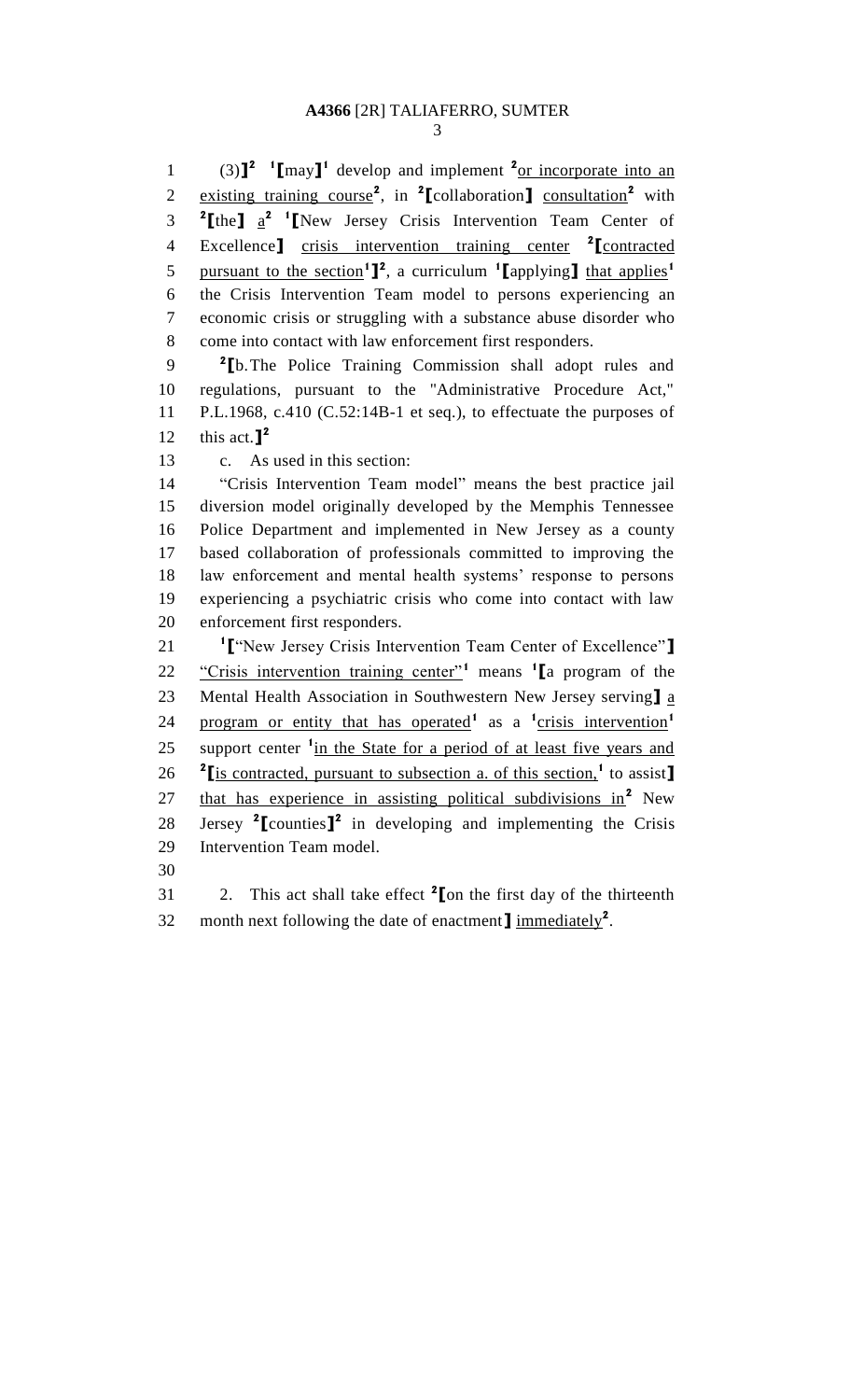(3)]² ¹[may]¹ develop and implement ²or incorporate into an existing training course², in ²[collaboration] consultation² with ²[the] a² ¹[New Jersey Crisis Intervention Team Center of Excellence] crisis intervention training center ²[contracted pursuant to the section¹]², a curriculum ¹[applying] that applies¹ the Crisis Intervention Team model to persons experiencing an economic crisis or struggling with a substance abuse disorder who come into contact with law enforcement first responders.

²[b. The Police Training Commission shall adopt rules and regulations, pursuant to the "Administrative Procedure Act," P.L.1968, c.410 (C.52:14B-1 et seq.), to effectuate the purposes of this act.]²

c. As used in this section:

"Crisis Intervention Team model" means the best practice jail diversion model originally developed by the Memphis Tennessee Police Department and implemented in New Jersey as a county based collaboration of professionals committed to improving the law enforcement and mental health systems' response to persons experiencing a psychiatric crisis who come into contact with law enforcement first responders.

¹["New Jersey Crisis Intervention Team Center of Excellence"] "Crisis intervention training center"¹ means ¹[a program of the Mental Health Association in Southwestern New Jersey serving] a program or entity that has operated¹ as a ¹crisis intervention¹ support center ¹in the State for a period of at least five years and ²[is contracted, pursuant to subsection a. of this section,¹ to assist] that has experience in assisting political subdivisions in² New Jersey ²[counties]² in developing and implementing the Crisis Intervention Team model.

2. This act shall take effect ²[on the first day of the thirteenth month next following the date of enactment] immediately².